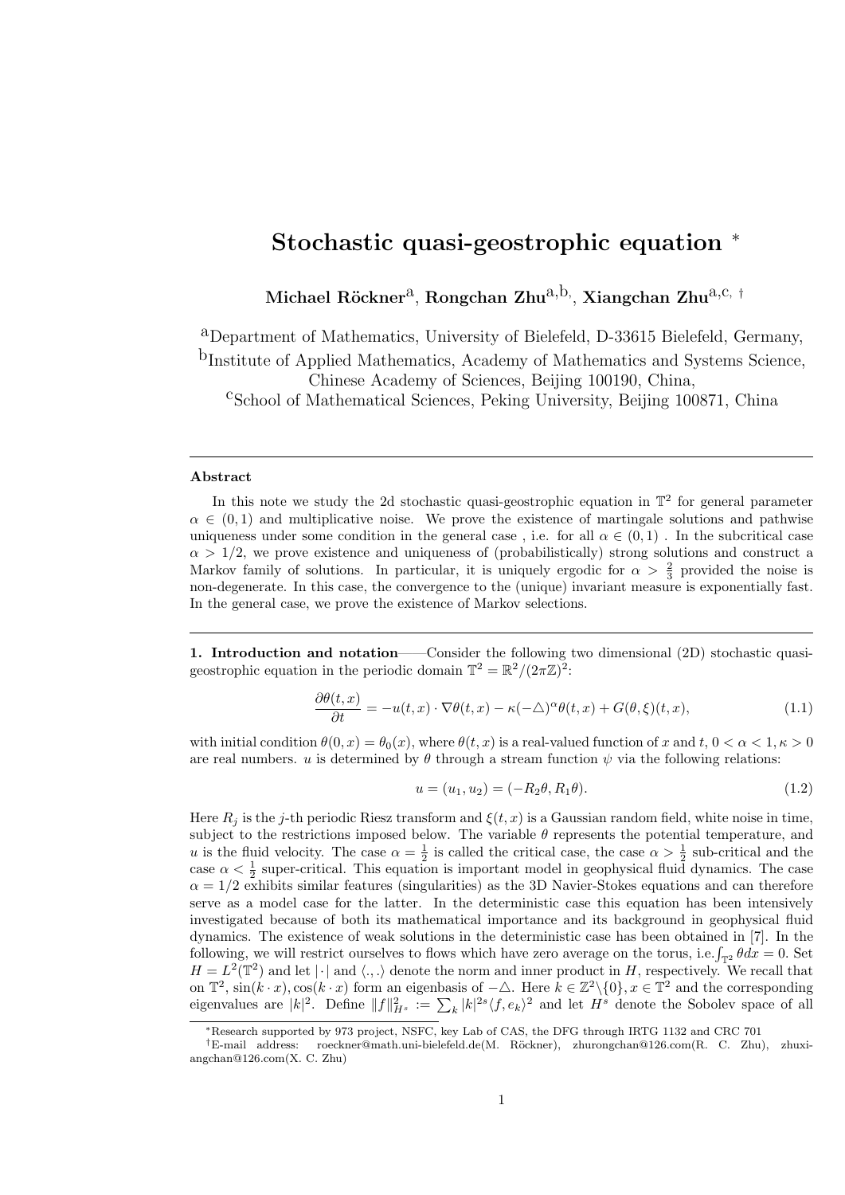# Stochastic quasi-geostrophic equation [*]

**Michael Röckner**[a], **Rongchan Zhu**[a,b], **Xiangchan Zhu**[a,c, †]

[a]Department of Mathematics, University of Bielefeld, D-33615 Bielefeld, Germany,
[b]Institute of Applied Mathematics, Academy of Mathematics and Systems Science, Chinese Academy of Sciences, Beijing 100190, China,
[c]School of Mathematical Sciences, Peking University, Beijing 100871, China

---

**Abstract**

In this note we study the 2d stochastic quasi-geostrophic equation in $\mathbb{T}^2$ for general parameter $\alpha \in (0,1)$ and multiplicative noise. We prove the existence of martingale solutions and pathwise uniqueness under some condition in the general case , i.e. for all $\alpha \in (0,1)$ . In the subcritical case $\alpha > 1/2$, we prove existence and uniqueness of (probabilistically) strong solutions and construct a Markov family of solutions. In particular, it is uniquely ergodic for $\alpha > \frac{2}{3}$ provided the noise is non-degenerate. In this case, the convergence to the (unique) invariant measure is exponentially fast. In the general case, we prove the existence of Markov selections.

---

**1. Introduction and notation**——Consider the following two dimensional (2D) stochastic quasi-geostrophic equation in the periodic domain $\mathbb{T}^2 = \mathbb{R}^2/(2\pi\mathbb{Z})^2$:

$$\frac{\partial \theta(t,x)}{\partial t} = -u(t,x)\cdot \nabla\theta(t,x) - \kappa(-\triangle)^{\alpha}\theta(t,x) + G(\theta,\xi)(t,x), \tag{1.1}$$

with initial condition $\theta(0,x) = \theta_0(x)$, where $\theta(t,x)$ is a real-valued function of $x$ and $t$, $0 < \alpha < 1, \kappa > 0$ are real numbers. $u$ is determined by $\theta$ through a stream function $\psi$ via the following relations:

$$u = (u_1, u_2) = (-R_2\theta, R_1\theta). \tag{1.2}$$

Here $R_j$ is the $j$-th periodic Riesz transform and $\xi(t,x)$ is a Gaussian random field, white noise in time, subject to the restrictions imposed below. The variable $\theta$ represents the potential temperature, and $u$ is the fluid velocity. The case $\alpha = \frac{1}{2}$ is called the critical case, the case $\alpha > \frac{1}{2}$ sub-critical and the case $\alpha < \frac{1}{2}$ super-critical. This equation is important model in geophysical fluid dynamics. The case $\alpha = 1/2$ exhibits similar features (singularities) as the 3D Navier-Stokes equations and can therefore serve as a model case for the latter. In the deterministic case this equation has been intensively investigated because of both its mathematical importance and its background in geophysical fluid dynamics. The existence of weak solutions in the deterministic case has been obtained in [7]. In the following, we will restrict ourselves to flows which have zero average on the torus, i.e.$\int_{\mathbb{T}^2} \theta dx = 0$. Set $H = L^2(\mathbb{T}^2)$ and let $|\cdot|$ and $\langle .,.\rangle$ denote the norm and inner product in $H$, respectively. We recall that on $\mathbb{T}^2$, $\sin(k\cdot x), \cos(k\cdot x)$ form an eigenbasis of $-\triangle$. Here $k \in \mathbb{Z}^2\backslash\{0\}, x \in \mathbb{T}^2$ and the corresponding eigenvalues are $|k|^2$. Define $\|f\|^2_{H^s} := \sum_k |k|^{2s}\langle f, e_k\rangle^2$ and let $H^s$ denote the Sobolev space of all

---

[*]Research supported by 973 project, NSFC, key Lab of CAS, the DFG through IRTG 1132 and CRC 701

[†]E-mail address: roeckner@math.uni-bielefeld.de(M. Röckner), zhurongchan@126.com(R. C. Zhu), zhuxiangchan@126.com(X. C. Zhu)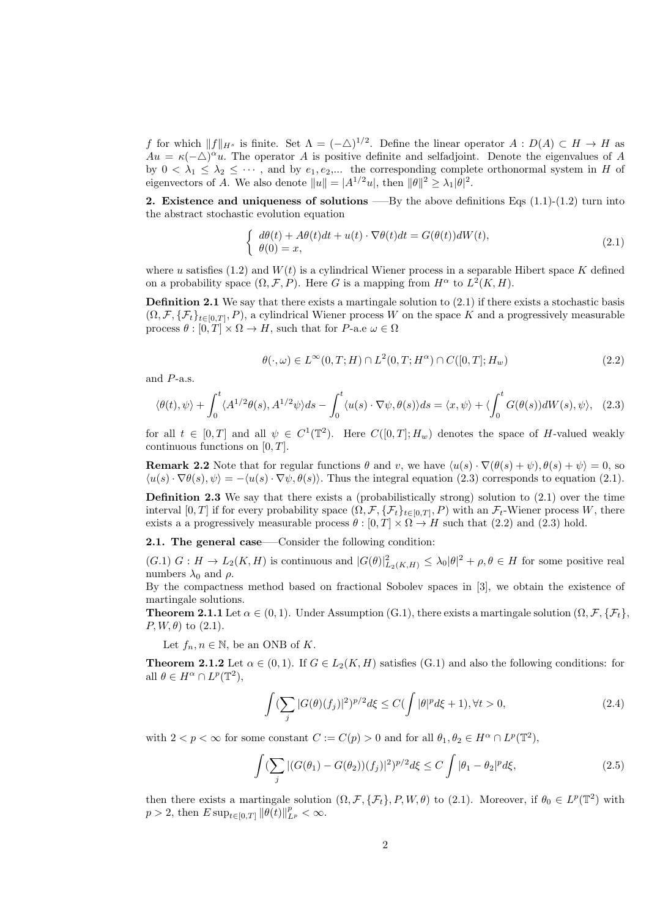$f$ for which $\|f\|_{H^s}$ is finite. Set $\Lambda = (-\triangle)^{1/2}$. Define the linear operator $A : D(A) \subset H \to H$ as $Au = \kappa(-\triangle)^{\alpha}u$. The operator $A$ is positive definite and selfadjoint. Denote the eigenvalues of $A$ by $0 < \lambda_1 \leq \lambda_2 \leq \cdots$, and by $e_1, e_2,...$ the corresponding complete orthonormal system in $H$ of eigenvectors of $A$. We also denote $\|u\| = |A^{1/2}u|$, then $\|\theta\|^2 \geq \lambda_1|\theta|^2$.

**2. Existence and uniqueness of solutions** —–By the above definitions Eqs (1.1)-(1.2) turn into the abstract stochastic evolution equation

$$\begin{cases} d\theta(t) + A\theta(t)dt + u(t)\cdot\nabla\theta(t)dt = G(\theta(t))dW(t), \\ \theta(0) = x, \end{cases} \tag{2.1}$$

where $u$ satisfies (1.2) and $W(t)$ is a cylindrical Wiener process in a separable Hibert space $K$ defined on a probability space $(\Omega, \mathcal{F}, P)$. Here $G$ is a mapping from $H^{\alpha}$ to $L^2(K, H)$.

**Definition 2.1** We say that there exists a martingale solution to (2.1) if there exists a stochastic basis $(\Omega, \mathcal{F}, \{\mathcal{F}_t\}_{t\in[0,T]}, P)$, a cylindrical Wiener process $W$ on the space $K$ and a progressively measurable process $\theta : [0, T] \times \Omega \to H$, such that for $P$-a.e $\omega \in \Omega$

$$\theta(\cdot, \omega) \in L^{\infty}(0, T; H) \cap L^2(0, T; H^{\alpha}) \cap C([0, T]; H_w) \tag{2.2}$$

and $P$-a.s.

$$\langle\theta(t), \psi\rangle + \int_0^t \langle A^{1/2}\theta(s), A^{1/2}\psi\rangle ds - \int_0^t \langle u(s)\cdot\nabla\psi, \theta(s)\rangle ds = \langle x, \psi\rangle + \langle\int_0^t G(\theta(s))dW(s), \psi\rangle, \tag{2.3}$$

for all $t \in [0, T]$ and all $\psi \in C^1(\mathbb{T}^2)$. Here $C([0, T]; H_w)$ denotes the space of $H$-valued weakly continuous functions on $[0, T]$.

**Remark 2.2** Note that for regular functions $\theta$ and $v$, we have $\langle u(s)\cdot\nabla(\theta(s) + \psi), \theta(s) + \psi\rangle = 0$, so $\langle u(s)\cdot\nabla\theta(s), \psi\rangle = -\langle u(s)\cdot\nabla\psi, \theta(s)\rangle$. Thus the integral equation (2.3) corresponds to equation (2.1).

**Definition 2.3** We say that there exists a (probabilistically strong) solution to (2.1) over the time interval $[0, T]$ if for every probability space $(\Omega, \mathcal{F}, \{\mathcal{F}_t\}_{t\in[0,T]}, P)$ with an $\mathcal{F}_t$-Wiener process $W$, there exists a a progressively measurable process $\theta : [0, T] \times \Omega \to H$ such that (2.2) and (2.3) hold.

**2.1. The general case**—–Consider the following condition:

(G.1) $G : H \to L_2(K, H)$ is continuous and $|G(\theta)|^2_{L_2(K,H)} \leq \lambda_0|\theta|^2 + \rho, \theta \in H$ for some positive real numbers $\lambda_0$ and $\rho$.

By the compactness method based on fractional Sobolev spaces in [3], we obtain the existence of martingale solutions.

**Theorem 2.1.1** Let $\alpha \in (0, 1)$. Under Assumption (G.1), there exists a martingale solution $(\Omega, \mathcal{F}, \{\mathcal{F}_t\}, P, W, \theta)$ to (2.1).

Let $f_n, n \in \mathbb{N}$, be an ONB of $K$.

**Theorem 2.1.2** Let $\alpha \in (0, 1)$. If $G \in L_2(K, H)$ satisfies (G.1) and also the following conditions: for all $\theta \in H^{\alpha} \cap L^p(\mathbb{T}^2)$,

$$\int (\sum_j |G(\theta)(f_j)|^2)^{p/2} d\xi \leq C(\int |\theta|^p d\xi + 1), \forall t > 0, \tag{2.4}$$

with $2 < p < \infty$ for some constant $C := C(p) > 0$ and for all $\theta_1, \theta_2 \in H^{\alpha} \cap L^p(\mathbb{T}^2)$,

$$\int (\sum_j |(G(\theta_1) - G(\theta_2))(f_j)|^2)^{p/2} d\xi \leq C \int |\theta_1 - \theta_2|^p d\xi, \tag{2.5}$$

then there exists a martingale solution $(\Omega, \mathcal{F}, \{\mathcal{F}_t\}, P, W, \theta)$ to (2.1). Moreover, if $\theta_0 \in L^p(\mathbb{T}^2)$ with $p > 2$, then $E\sup_{t\in[0,T]} \|\theta(t)\|^p_{L^p} < \infty$.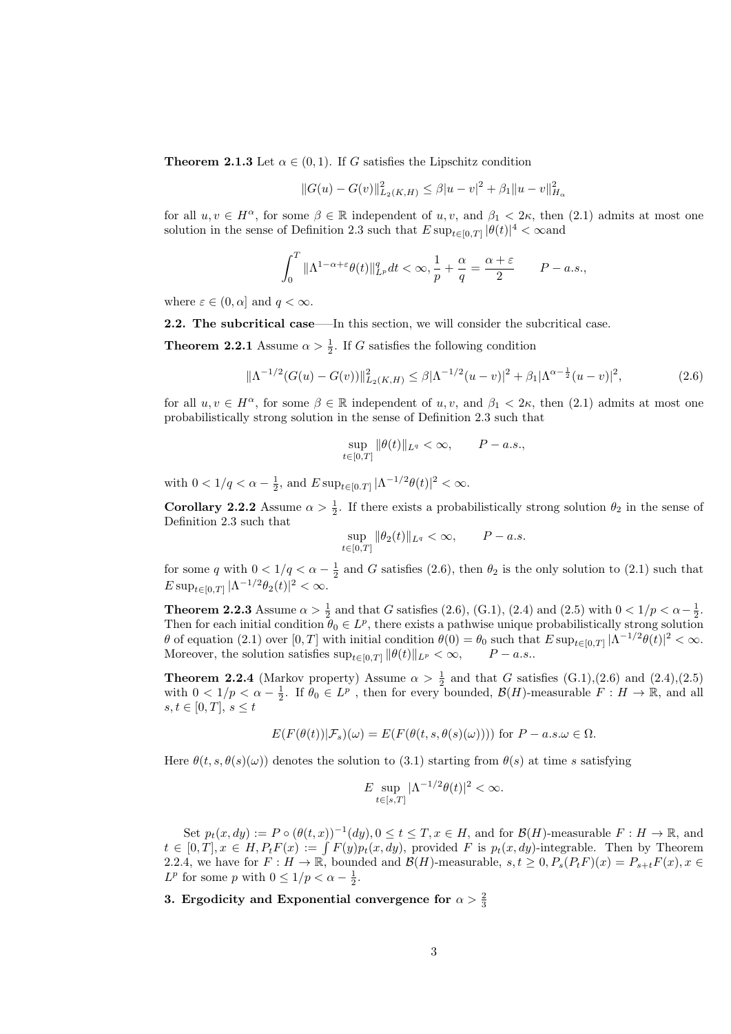**Theorem 2.1.3** Let $\alpha \in (0,1)$. If $G$ satisfies the Lipschitz condition

$$\|G(u)-G(v)\|^2_{L_2(K,H)} \leq \beta|u-v|^2 + \beta_1\|u-v\|^2_{H_\alpha}$$

for all $u,v \in H^\alpha$, for some $\beta \in \mathbb{R}$ independent of $u,v$, and $\beta_1 < 2\kappa$, then (2.1) admits at most one solution in the sense of Definition 2.3 such that $E\sup_{t\in[0,T]}|\theta(t)|^4 < \infty$and

$$\int_0^T \|\Lambda^{1-\alpha+\varepsilon}\theta(t)\|^q_{L^p}dt < \infty, \frac{1}{p}+\frac{\alpha}{q} = \frac{\alpha+\varepsilon}{2} \qquad P-a.s.,$$

where $\varepsilon \in (0,\alpha]$ and $q < \infty$.

**2.2. The subcritical case**——In this section, we will consider the subcritical case.

**Theorem 2.2.1** Assume $\alpha > \frac{1}{2}$. If $G$ satisfies the following condition

$$\|\Lambda^{-1/2}(G(u)-G(v))\|^2_{L_2(K,H)} \leq \beta|\Lambda^{-1/2}(u-v)|^2 + \beta_1|\Lambda^{\alpha-\frac{1}{2}}(u-v)|^2, \tag{2.6}$$

for all $u,v \in H^\alpha$, for some $\beta \in \mathbb{R}$ independent of $u,v$, and $\beta_1 < 2\kappa$, then (2.1) admits at most one probabilistically strong solution in the sense of Definition 2.3 such that

$$\sup_{t\in[0,T]}\|\theta(t)\|_{L^q} < \infty, \qquad P-a.s.,$$

with $0 < 1/q < \alpha - \frac{1}{2}$, and $E\sup_{t\in[0,T]}|\Lambda^{-1/2}\theta(t)|^2 < \infty$.

**Corollary 2.2.2** Assume $\alpha > \frac{1}{2}$. If there exists a probabilistically strong solution $\theta_2$ in the sense of Definition 2.3 such that

$$\sup_{t\in[0,T]}\|\theta_2(t)\|_{L^q} < \infty, \qquad P-a.s.$$

for some $q$ with $0 < 1/q < \alpha - \frac{1}{2}$ and $G$ satisfies (2.6), then $\theta_2$ is the only solution to (2.1) such that $E\sup_{t\in[0,T]}|\Lambda^{-1/2}\theta_2(t)|^2 < \infty$.

**Theorem 2.2.3** Assume $\alpha > \frac{1}{2}$ and that $G$ satisfies (2.6), (G.1), (2.4) and (2.5) with $0 < 1/p < \alpha - \frac{1}{2}$. Then for each initial condition $\theta_0 \in L^p$, there exists a pathwise unique probabilistically strong solution $\theta$ of equation (2.1) over $[0,T]$ with initial condition $\theta(0) = \theta_0$ such that $E\sup_{t\in[0,T]}|\Lambda^{-1/2}\theta(t)|^2 < \infty$. Moreover, the solution satisfies $\sup_{t\in[0,T]}\|\theta(t)\|_{L^p} < \infty, \qquad P-a.s.$.

**Theorem 2.2.4** (Markov property) Assume $\alpha > \frac{1}{2}$ and that $G$ satisfies (G.1),(2.6) and (2.4),(2.5) with $0 < 1/p < \alpha - \frac{1}{2}$. If $\theta_0 \in L^p$ , then for every bounded, $\mathcal{B}(H)$-measurable $F : H \to \mathbb{R}$, and all $s,t \in [0,T]$, $s \leq t$

$$E(F(\theta(t))|\mathcal{F}_s)(\omega) = E(F(\theta(t,s,\theta(s)(\omega)))) \text{ for } P-a.s.\omega \in \Omega.$$

Here $\theta(t,s,\theta(s)(\omega))$ denotes the solution to (3.1) starting from $\theta(s)$ at time $s$ satisfying

$$E\sup_{t\in[s,T]}|\Lambda^{-1/2}\theta(t)|^2 < \infty.$$

Set $p_t(x,dy) := P \circ (\theta(t,x))^{-1}(dy), 0 \leq t \leq T, x \in H$, and for $\mathcal{B}(H)$-measurable $F : H \to \mathbb{R}$, and $t \in [0,T], x \in H, P_tF(x) := \int F(y)p_t(x,dy)$, provided $F$ is $p_t(x,dy)$-integrable. Then by Theorem 2.2.4, we have for $F : H \to \mathbb{R}$, bounded and $\mathcal{B}(H)$-measurable, $s,t \geq 0, P_s(P_tF)(x) = P_{s+t}F(x), x \in L^p$ for some $p$ with $0 \leq 1/p < \alpha - \frac{1}{2}$.

## 3. Ergodicity and Exponential convergence for $\alpha > \frac{2}{3}$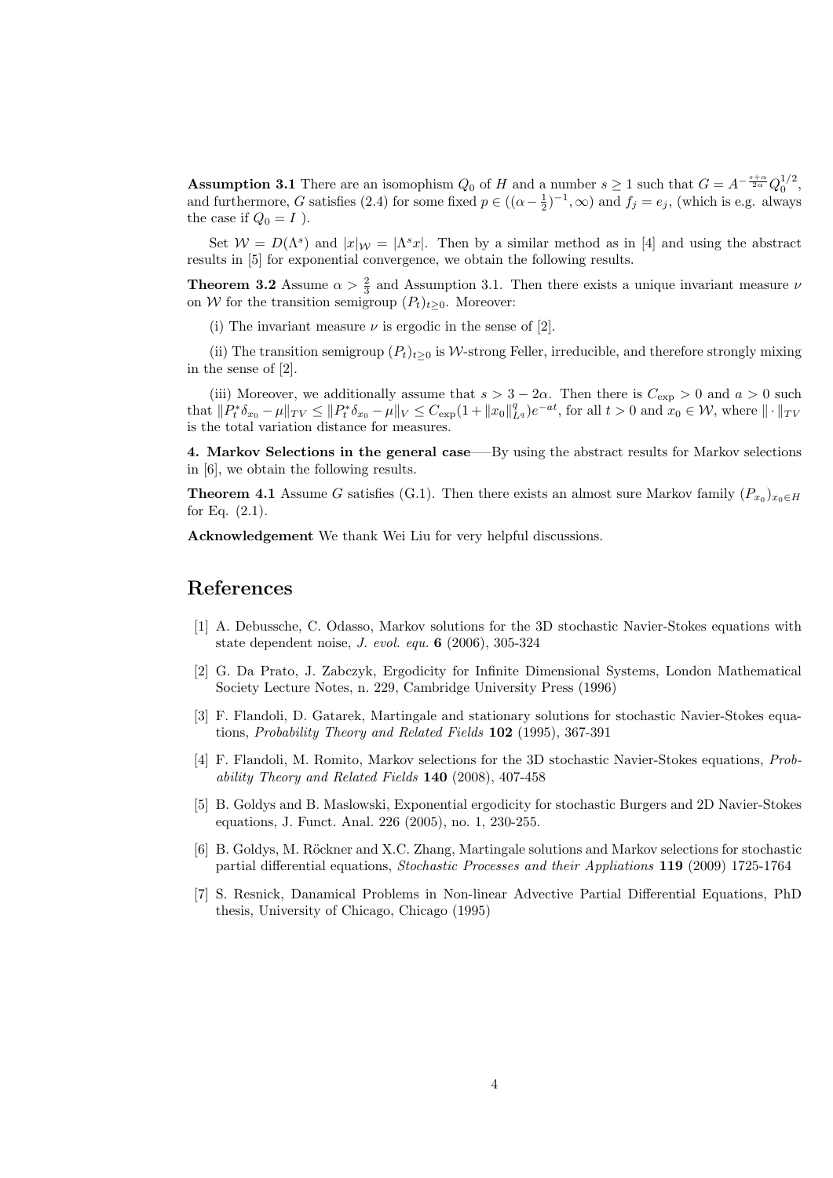**Assumption 3.1** There are an isomophism $Q_0$ of $H$ and a number $s \geq 1$ such that $G = A^{-\frac{s+\alpha}{2\alpha}} Q_0^{1/2}$, and furthermore, $G$ satisfies (2.4) for some fixed $p \in ((\alpha - \frac{1}{2})^{-1}, \infty)$ and $f_j = e_j$, (which is e.g. always the case if $Q_0 = I$ ).

Set $\mathcal{W} = D(\Lambda^s)$ and $|x|_{\mathcal{W}} = |\Lambda^s x|$. Then by a similar method as in [4] and using the abstract results in [5] for exponential convergence, we obtain the following results.

**Theorem 3.2** Assume $\alpha > \frac{2}{3}$ and Assumption 3.1. Then there exists a unique invariant measure $\nu$ on $\mathcal{W}$ for the transition semigroup $(P_t)_{t\geq 0}$. Moreover:

(i) The invariant measure $\nu$ is ergodic in the sense of [2].

(ii) The transition semigroup $(P_t)_{t\geq 0}$ is $\mathcal{W}$-strong Feller, irreducible, and therefore strongly mixing in the sense of [2].

(iii) Moreover, we additionally assume that $s > 3 - 2\alpha$. Then there is $C_{\exp} > 0$ and $a > 0$ such that $\|P_t^* \delta_{x_0} - \mu\|_{TV} \leq \|P_t^* \delta_{x_0} - \mu\|_V \leq C_{\exp}(1 + \|x_0\|_{L^q}^q) e^{-at}$, for all $t > 0$ and $x_0 \in \mathcal{W}$, where $\|\cdot\|_{TV}$ is the total variation distance for measures.

**4. Markov Selections in the general case**——By using the abstract results for Markov selections in [6], we obtain the following results.

**Theorem 4.1** Assume $G$ satisfies (G.1). Then there exists an almost sure Markov family $(P_{x_0})_{x_0 \in H}$ for Eq. (2.1).

**Acknowledgement** We thank Wei Liu for very helpful discussions.

# References

[1] A. Debussche, C. Odasso, Markov solutions for the 3D stochastic Navier-Stokes equations with state dependent noise, *J. evol. equ.* **6** (2006), 305-324

[2] G. Da Prato, J. Zabczyk, Ergodicity for Infinite Dimensional Systems, London Mathematical Society Lecture Notes, n. 229, Cambridge University Press (1996)

[3] F. Flandoli, D. Gatarek, Martingale and stationary solutions for stochastic Navier-Stokes equations, *Probability Theory and Related Fields* **102** (1995), 367-391

[4] F. Flandoli, M. Romito, Markov selections for the 3D stochastic Navier-Stokes equations, *Probability Theory and Related Fields* **140** (2008), 407-458

[5] B. Goldys and B. Maslowski, Exponential ergodicity for stochastic Burgers and 2D Navier-Stokes equations, J. Funct. Anal. 226 (2005), no. 1, 230-255.

[6] B. Goldys, M. Röckner and X.C. Zhang, Martingale solutions and Markov selections for stochastic partial differential equations, *Stochastic Processes and their Appliations* **119** (2009) 1725-1764

[7] S. Resnick, Danamical Problems in Non-linear Advective Partial Differential Equations, PhD thesis, University of Chicago, Chicago (1995)